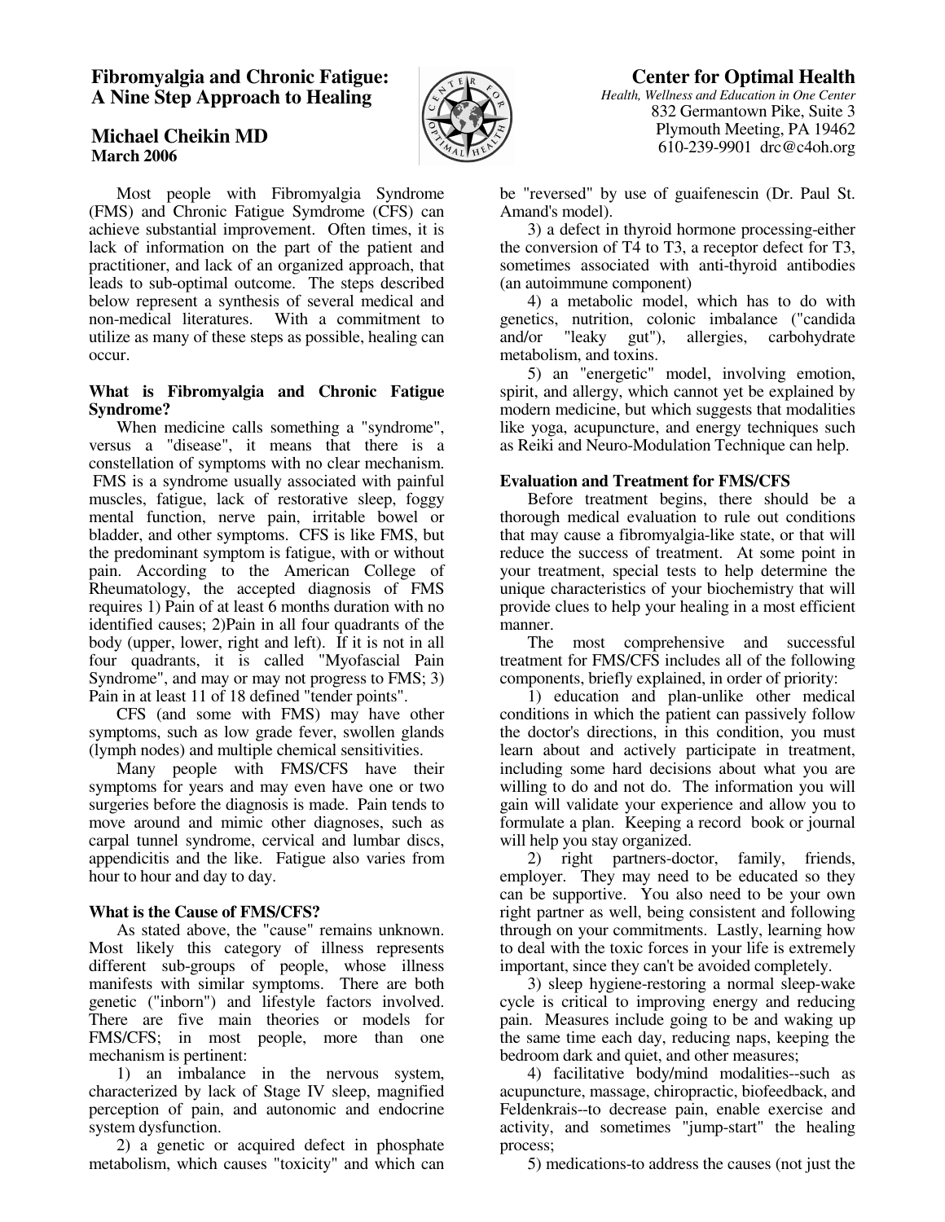# Fibromyalgia and Chronic Fatigue: A Nine Step Approach to Healing

## Michael Cheikin MD
**March 2006**

**Center for Optimal Health**
*Health, Wellness and Education in One Center*
832 Germantown Pike, Suite 3
Plymouth Meeting, PA 19462
610-239-9901 drc@c4oh.org

Most people with Fibromyalgia Syndrome (FMS) and Chronic Fatigue Symdrome (CFS) can achieve substantial improvement. Often times, it is lack of information on the part of the patient and practitioner, and lack of an organized approach, that leads to sub-optimal outcome. The steps described below represent a synthesis of several medical and non-medical literatures. With a commitment to utilize as many of these steps as possible, healing can occur.

### What is Fibromyalgia and Chronic Fatigue Syndrome?

When medicine calls something a "syndrome", versus a "disease", it means that there is a constellation of symptoms with no clear mechanism. FMS is a syndrome usually associated with painful muscles, fatigue, lack of restorative sleep, foggy mental function, nerve pain, irritable bowel or bladder, and other symptoms. CFS is like FMS, but the predominant symptom is fatigue, with or without pain. According to the American College of Rheumatology, the accepted diagnosis of FMS requires 1) Pain of at least 6 months duration with no identified causes; 2)Pain in all four quadrants of the body (upper, lower, right and left). If it is not in all four quadrants, it is called "Myofascial Pain Syndrome", and may or may not progress to FMS; 3) Pain in at least 11 of 18 defined "tender points".

CFS (and some with FMS) may have other symptoms, such as low grade fever, swollen glands (lymph nodes) and multiple chemical sensitivities.

Many people with FMS/CFS have their symptoms for years and may even have one or two surgeries before the diagnosis is made. Pain tends to move around and mimic other diagnoses, such as carpal tunnel syndrome, cervical and lumbar discs, appendicitis and the like. Fatigue also varies from hour to hour and day to day.

### What is the Cause of FMS/CFS?

As stated above, the "cause" remains unknown. Most likely this category of illness represents different sub-groups of people, whose illness manifests with similar symptoms. There are both genetic ("inborn") and lifestyle factors involved. There are five main theories or models for FMS/CFS; in most people, more than one mechanism is pertinent:

1) an imbalance in the nervous system, characterized by lack of Stage IV sleep, magnified perception of pain, and autonomic and endocrine system dysfunction.

2) a genetic or acquired defect in phosphate metabolism, which causes "toxicity" and which can be "reversed" by use of guaifenescin (Dr. Paul St. Amand's model).

3) a defect in thyroid hormone processing-either the conversion of T4 to T3, a receptor defect for T3, sometimes associated with anti-thyroid antibodies (an autoimmune component)

4) a metabolic model, which has to do with genetics, nutrition, colonic imbalance ("candida and/or "leaky gut"), allergies, carbohydrate metabolism, and toxins.

5) an "energetic" model, involving emotion, spirit, and allergy, which cannot yet be explained by modern medicine, but which suggests that modalities like yoga, acupuncture, and energy techniques such as Reiki and Neuro-Modulation Technique can help.

### Evaluation and Treatment for FMS/CFS

Before treatment begins, there should be a thorough medical evaluation to rule out conditions that may cause a fibromyalgia-like state, or that will reduce the success of treatment. At some point in your treatment, special tests to help determine the unique characteristics of your biochemistry that will provide clues to help your healing in a most efficient manner.

The most comprehensive and successful treatment for FMS/CFS includes all of the following components, briefly explained, in order of priority:

1) education and plan-unlike other medical conditions in which the patient can passively follow the doctor's directions, in this condition, you must learn about and actively participate in treatment, including some hard decisions about what you are willing to do and not do. The information you will gain will validate your experience and allow you to formulate a plan. Keeping a record book or journal will help you stay organized.

2) right partners-doctor, family, friends, employer. They may need to be educated so they can be supportive. You also need to be your own right partner as well, being consistent and following through on your commitments. Lastly, learning how to deal with the toxic forces in your life is extremely important, since they can't be avoided completely.

3) sleep hygiene-restoring a normal sleep-wake cycle is critical to improving energy and reducing pain. Measures include going to be and waking up the same time each day, reducing naps, keeping the bedroom dark and quiet, and other measures;

4) facilitative body/mind modalities--such as acupuncture, massage, chiropractic, biofeedback, and Feldenkrais--to decrease pain, enable exercise and activity, and sometimes "jump-start" the healing process;

5) medications-to address the causes (not just the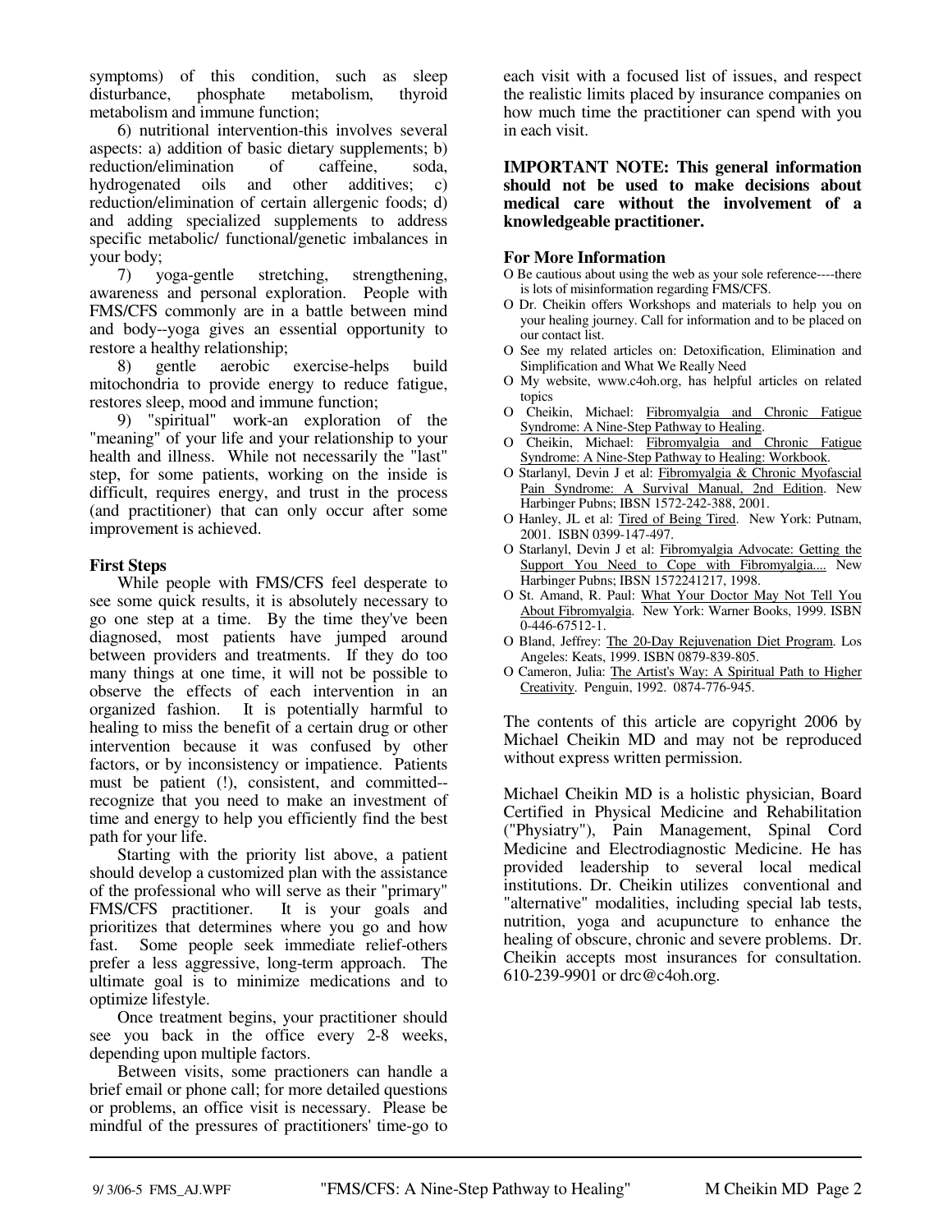symptoms) of this condition, such as sleep disturbance, phosphate metabolism, thyroid metabolism and immune function;

6) nutritional intervention-this involves several aspects: a) addition of basic dietary supplements; b) reduction/elimination of caffeine, soda, hydrogenated oils and other additives; c) reduction/elimination of certain allergenic foods; d) and adding specialized supplements to address specific metabolic/ functional/genetic imbalances in your body;

7) yoga-gentle stretching, strengthening, awareness and personal exploration. People with FMS/CFS commonly are in a battle between mind and body--yoga gives an essential opportunity to restore a healthy relationship;

8) gentle aerobic exercise-helps build mitochondria to provide energy to reduce fatigue, restores sleep, mood and immune function;

9) "spiritual" work-an exploration of the "meaning" of your life and your relationship to your health and illness. While not necessarily the "last" step, for some patients, working on the inside is difficult, requires energy, and trust in the process (and practitioner) that can only occur after some improvement is achieved.

**First Steps**

While people with FMS/CFS feel desperate to see some quick results, it is absolutely necessary to go one step at a time. By the time they've been diagnosed, most patients have jumped around between providers and treatments. If they do too many things at one time, it will not be possible to observe the effects of each intervention in an organized fashion. It is potentially harmful to healing to miss the benefit of a certain drug or other intervention because it was confused by other factors, or by inconsistency or impatience. Patients must be patient (!), consistent, and committed--recognize that you need to make an investment of time and energy to help you efficiently find the best path for your life.

Starting with the priority list above, a patient should develop a customized plan with the assistance of the professional who will serve as their "primary" FMS/CFS practitioner. It is your goals and prioritizes that determines where you go and how fast. Some people seek immediate relief-others prefer a less aggressive, long-term approach. The ultimate goal is to minimize medications and to optimize lifestyle.

Once treatment begins, your practitioner should see you back in the office every 2-8 weeks, depending upon multiple factors.

Between visits, some practioners can handle a brief email or phone call; for more detailed questions or problems, an office visit is necessary. Please be mindful of the pressures of practitioners' time-go to each visit with a focused list of issues, and respect the realistic limits placed by insurance companies on how much time the practitioner can spend with you in each visit.

**IMPORTANT NOTE: This general information should not be used to make decisions about medical care without the involvement of a knowledgeable practitioner.**

**For More Information**

- Be cautious about using the web as your sole reference----there is lots of misinformation regarding FMS/CFS.
- Dr. Cheikin offers Workshops and materials to help you on your healing journey. Call for information and to be placed on our contact list.
- See my related articles on: Detoxification, Elimination and Simplification and What We Really Need
- My website, www.c4oh.org, has helpful articles on related topics
- Cheikin, Michael: Fibromyalgia and Chronic Fatigue Syndrome: A Nine-Step Pathway to Healing.
- Cheikin, Michael: Fibromyalgia and Chronic Fatigue Syndrome: A Nine-Step Pathway to Healing: Workbook.
- Starlanyl, Devin J et al: Fibromyalgia & Chronic Myofascial Pain Syndrome: A Survival Manual, 2nd Edition. New Harbinger Pubns; IBSN 1572-242-388, 2001.
- Hanley, JL et al: Tired of Being Tired. New York: Putnam, 2001. ISBN 0399-147-497.
- Starlanyl, Devin J et al: Fibromyalgia Advocate: Getting the Support You Need to Cope with Fibromyalgia.... New Harbinger Pubns; IBSN 1572241217, 1998.
- St. Amand, R. Paul: What Your Doctor May Not Tell You About Fibromyalgia. New York: Warner Books, 1999. ISBN 0-446-67512-1.
- Bland, Jeffrey: The 20-Day Rejuvenation Diet Program. Los Angeles: Keats, 1999. ISBN 0879-839-805.
- Cameron, Julia: The Artist's Way: A Spiritual Path to Higher Creativity. Penguin, 1992. 0874-776-945.

The contents of this article are copyright 2006 by Michael Cheikin MD and may not be reproduced without express written permission.

Michael Cheikin MD is a holistic physician, Board Certified in Physical Medicine and Rehabilitation ("Physiatry"), Pain Management, Spinal Cord Medicine and Electrodiagnostic Medicine. He has provided leadership to several local medical institutions. Dr. Cheikin utilizes conventional and "alternative" modalities, including special lab tests, nutrition, yoga and acupuncture to enhance the healing of obscure, chronic and severe problems. Dr. Cheikin accepts most insurances for consultation. 610-239-9901 or drc@c4oh.org.